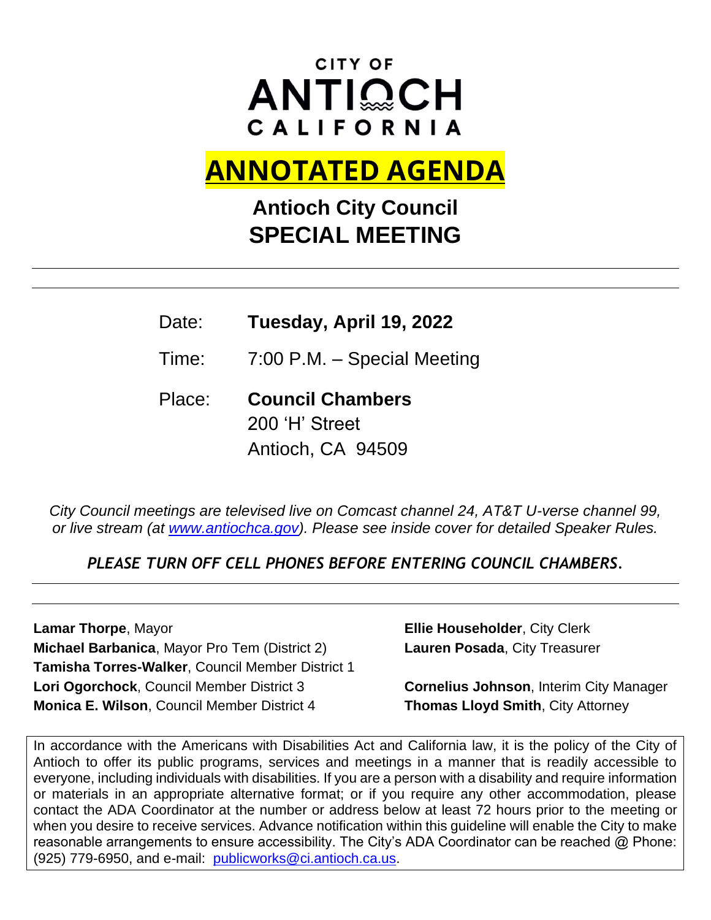CITY OF
ANTIOCH
CALIFORNIA

# ANNOTATED AGENDA

## Antioch City Council
## SPECIAL MEETING

---

Date: **Tuesday, April 19, 2022**

Time: 7:00 P.M. – Special Meeting

Place: **Council Chambers**
200 'H' Street
Antioch, CA 94509

*City Council meetings are televised live on Comcast channel 24, AT&T U-verse channel 99, or live stream (at www.antiochca.gov). Please see inside cover for detailed Speaker Rules.*

*PLEASE TURN OFF CELL PHONES BEFORE ENTERING COUNCIL CHAMBERS.*

---

**Lamar Thorpe**, Mayor
**Michael Barbanica**, Mayor Pro Tem (District 2)
**Tamisha Torres-Walker**, Council Member District 1
**Lori Ogorchock**, Council Member District 3
**Monica E. Wilson**, Council Member District 4

**Ellie Householder**, City Clerk
**Lauren Posada**, City Treasurer

**Cornelius Johnson**, Interim City Manager
**Thomas Lloyd Smith**, City Attorney

In accordance with the Americans with Disabilities Act and California law, it is the policy of the City of Antioch to offer its public programs, services and meetings in a manner that is readily accessible to everyone, including individuals with disabilities. If you are a person with a disability and require information or materials in an appropriate alternative format; or if you require any other accommodation, please contact the ADA Coordinator at the number or address below at least 72 hours prior to the meeting or when you desire to receive services. Advance notification within this guideline will enable the City to make reasonable arrangements to ensure accessibility. The City's ADA Coordinator can be reached @ Phone: (925) 779-6950, and e-mail: publicworks@ci.antioch.ca.us.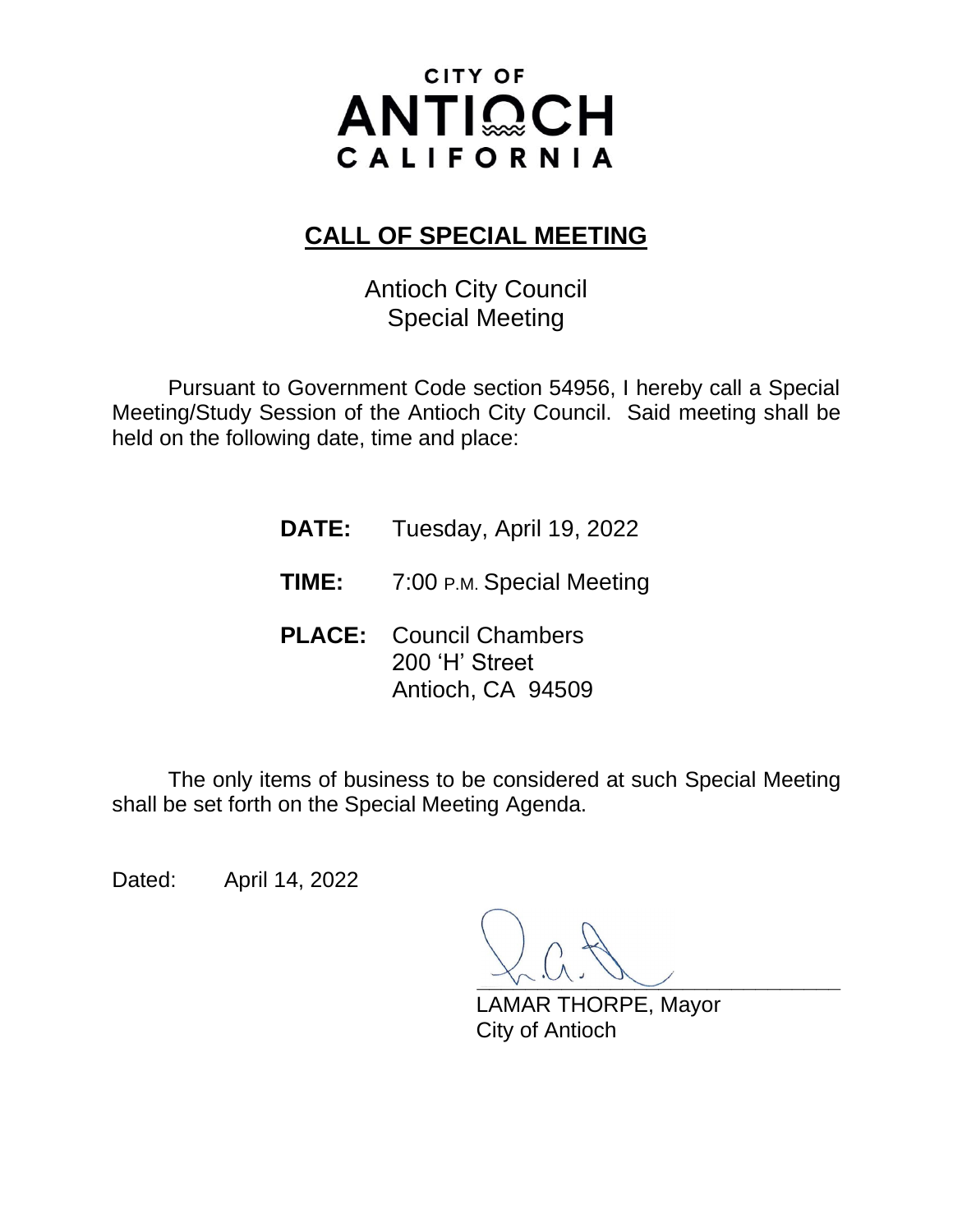CITY OF
ANTIOCH
CALIFORNIA

## CALL OF SPECIAL MEETING

Antioch City Council
Special Meeting

Pursuant to Government Code section 54956, I hereby call a Special Meeting/Study Session of the Antioch City Council. Said meeting shall be held on the following date, time and place:

**DATE:** Tuesday, April 19, 2022

**TIME:** 7:00 P.M. Special Meeting

**PLACE:** Council Chambers
200 'H' Street
Antioch, CA 94509

The only items of business to be considered at such Special Meeting shall be set forth on the Special Meeting Agenda.

Dated: April 14, 2022

LAMAR THORPE, Mayor
City of Antioch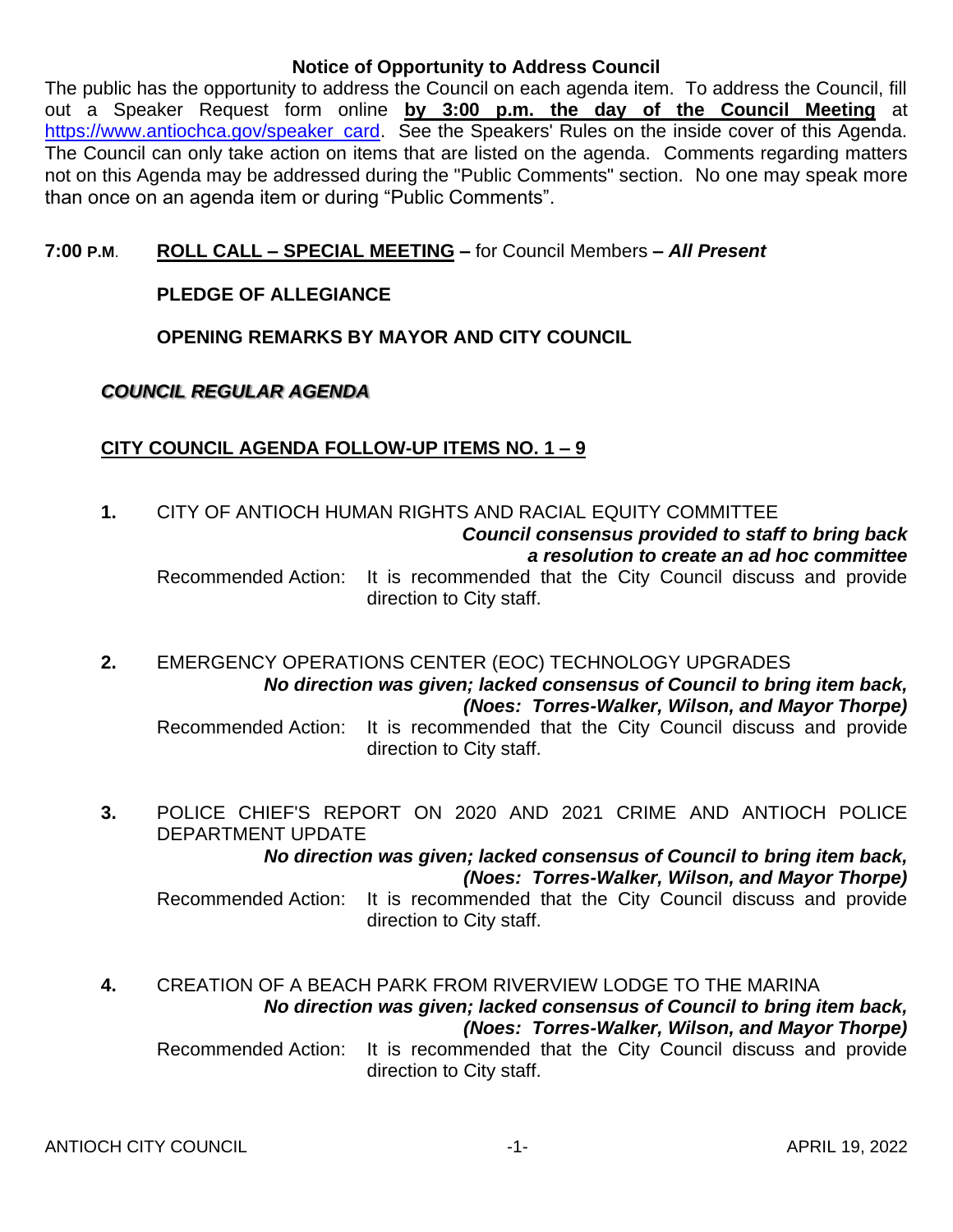**Notice of Opportunity to Address Council**

The public has the opportunity to address the Council on each agenda item. To address the Council, fill out a Speaker Request form online **by 3:00 p.m. the day of the Council Meeting** at https://www.antiochca.gov/speaker_card. See the Speakers' Rules on the inside cover of this Agenda. The Council can only take action on items that are listed on the agenda. Comments regarding matters not on this Agenda may be addressed during the "Public Comments" section. No one may speak more than once on an agenda item or during "Public Comments".

**7:00 P.M.** **ROLL CALL – SPECIAL MEETING –** for Council Members **– *All Present***

**PLEDGE OF ALLEGIANCE**

**OPENING REMARKS BY MAYOR AND CITY COUNCIL**

***COUNCIL REGULAR AGENDA***

**CITY COUNCIL AGENDA FOLLOW-UP ITEMS NO. 1 – 9**

**1.** CITY OF ANTIOCH HUMAN RIGHTS AND RACIAL EQUITY COMMITTEE

***Council consensus provided to staff to bring back a resolution to create an ad hoc committee***

Recommended Action: It is recommended that the City Council discuss and provide direction to City staff.

**2.** EMERGENCY OPERATIONS CENTER (EOC) TECHNOLOGY UPGRADES

***No direction was given; lacked consensus of Council to bring item back, (Noes: Torres-Walker, Wilson, and Mayor Thorpe)***

Recommended Action: It is recommended that the City Council discuss and provide direction to City staff.

**3.** POLICE CHIEF'S REPORT ON 2020 AND 2021 CRIME AND ANTIOCH POLICE DEPARTMENT UPDATE

***No direction was given; lacked consensus of Council to bring item back, (Noes: Torres-Walker, Wilson, and Mayor Thorpe)***

Recommended Action: It is recommended that the City Council discuss and provide direction to City staff.

**4.** CREATION OF A BEACH PARK FROM RIVERVIEW LODGE TO THE MARINA

***No direction was given; lacked consensus of Council to bring item back, (Noes: Torres-Walker, Wilson, and Mayor Thorpe)***

Recommended Action: It is recommended that the City Council discuss and provide direction to City staff.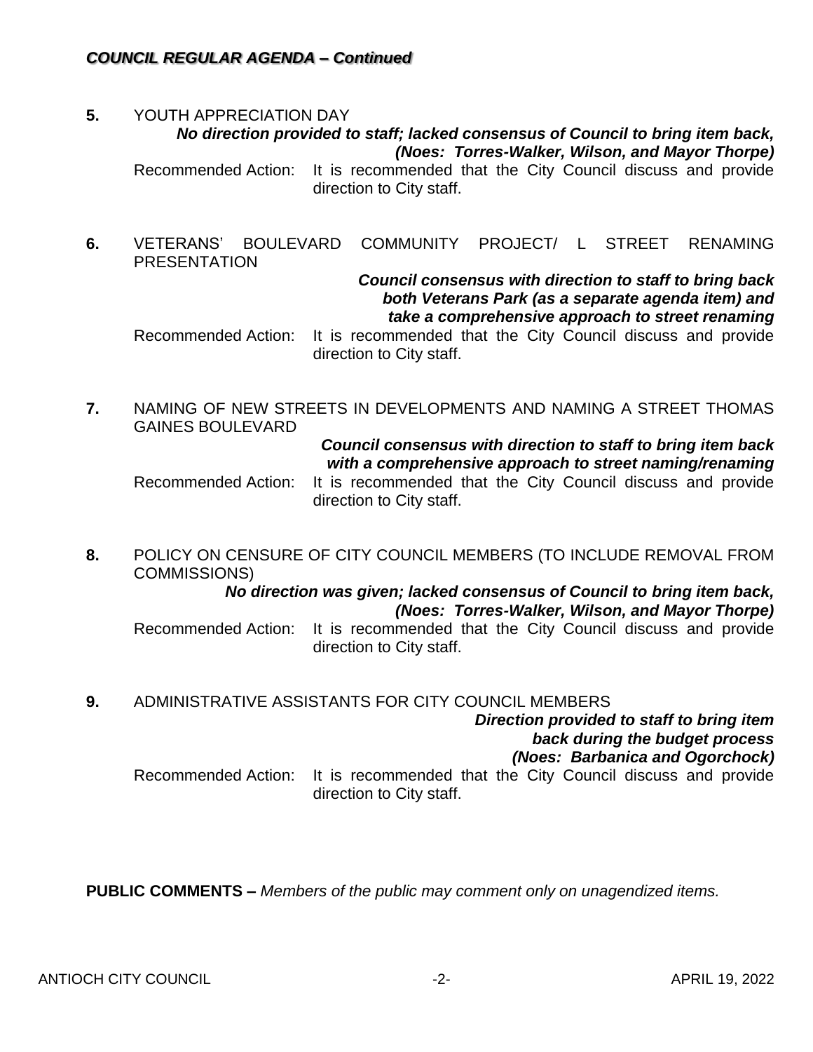***COUNCIL REGULAR AGENDA – Continued***

**5.** YOUTH APPRECIATION DAY

***No direction provided to staff; lacked consensus of Council to bring item back, (Noes: Torres-Walker, Wilson, and Mayor Thorpe)***

Recommended Action: It is recommended that the City Council discuss and provide direction to City staff.

**6.** VETERANS' BOULEVARD COMMUNITY PROJECT/ L STREET RENAMING PRESENTATION

***Council consensus with direction to staff to bring back both Veterans Park (as a separate agenda item) and take a comprehensive approach to street renaming***

Recommended Action: It is recommended that the City Council discuss and provide direction to City staff.

**7.** NAMING OF NEW STREETS IN DEVELOPMENTS AND NAMING A STREET THOMAS GAINES BOULEVARD

***Council consensus with direction to staff to bring item back with a comprehensive approach to street naming/renaming***

Recommended Action: It is recommended that the City Council discuss and provide direction to City staff.

**8.** POLICY ON CENSURE OF CITY COUNCIL MEMBERS (TO INCLUDE REMOVAL FROM COMMISSIONS)

***No direction was given; lacked consensus of Council to bring item back, (Noes: Torres-Walker, Wilson, and Mayor Thorpe)***

Recommended Action: It is recommended that the City Council discuss and provide direction to City staff.

**9.** ADMINISTRATIVE ASSISTANTS FOR CITY COUNCIL MEMBERS

***Direction provided to staff to bring item back during the budget process (Noes: Barbanica and Ogorchock)***

Recommended Action: It is recommended that the City Council discuss and provide direction to City staff.

**PUBLIC COMMENTS –** *Members of the public may comment only on unagendized items.*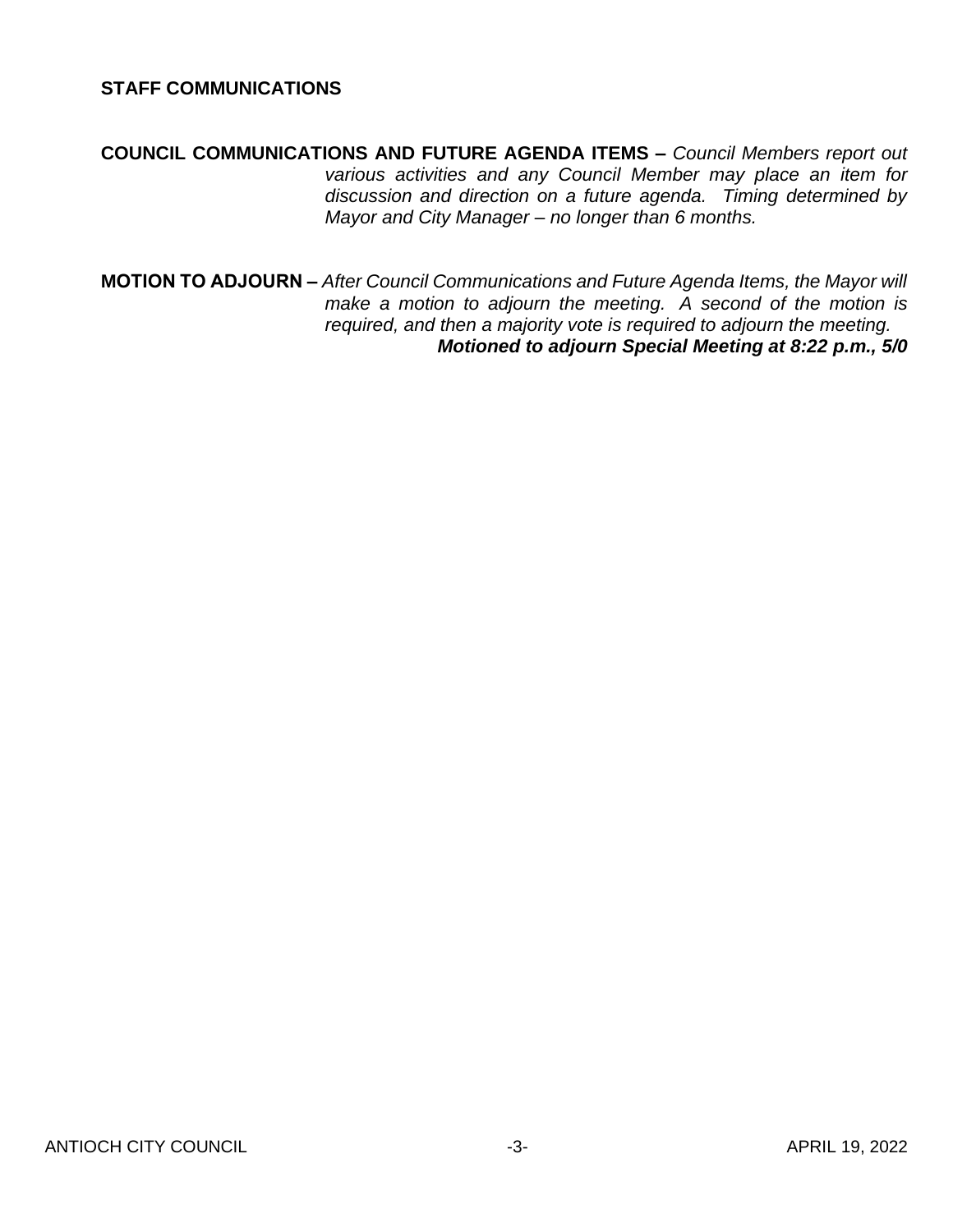**STAFF COMMUNICATIONS**

**COUNCIL COMMUNICATIONS AND FUTURE AGENDA ITEMS –** *Council Members report out various activities and any Council Member may place an item for discussion and direction on a future agenda. Timing determined by Mayor and City Manager – no longer than 6 months.*

**MOTION TO ADJOURN –** *After Council Communications and Future Agenda Items, the Mayor will make a motion to adjourn the meeting. A second of the motion is required, and then a majority vote is required to adjourn the meeting.*

***Motioned to adjourn Special Meeting at 8:22 p.m., 5/0***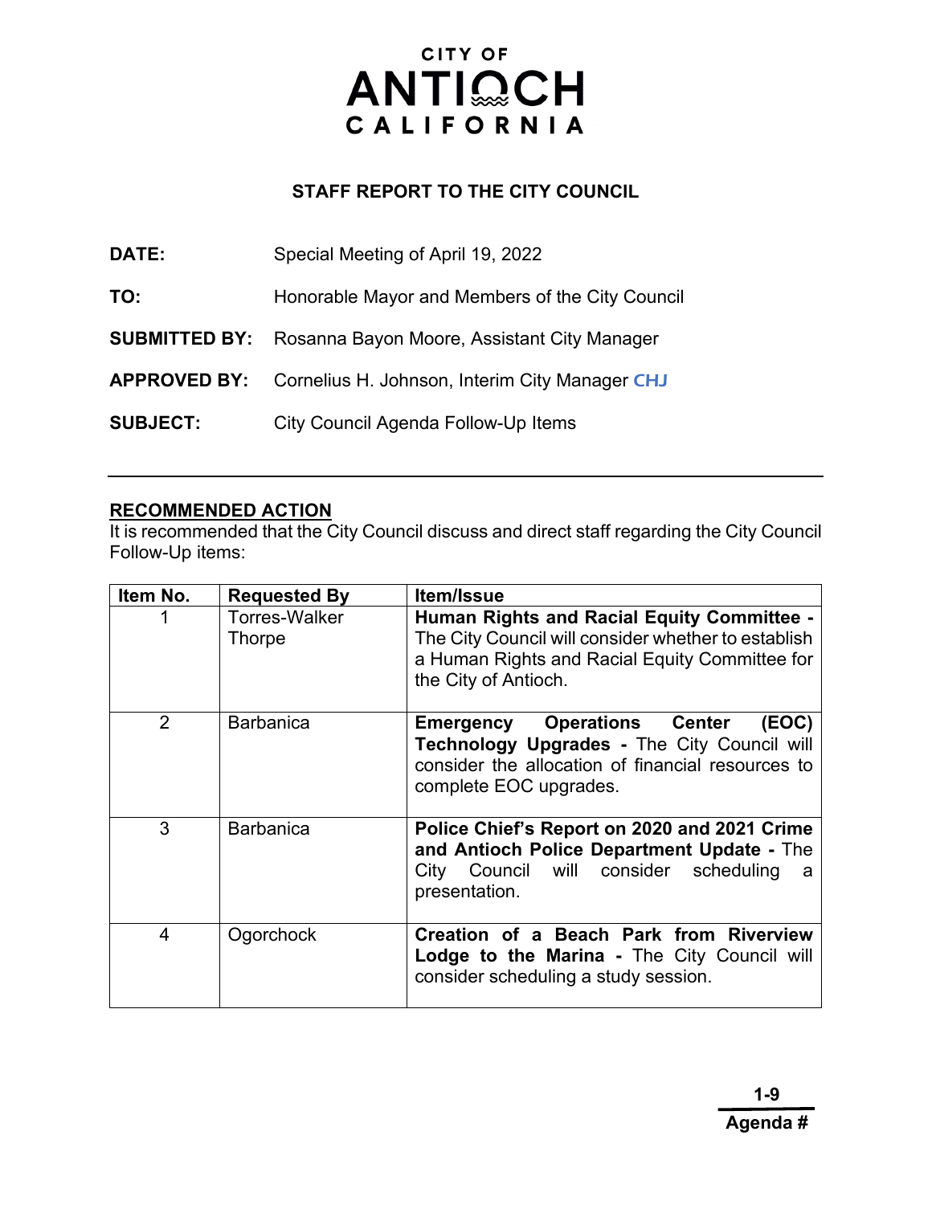CITY OF
ANTIOCH
CALIFORNIA

## STAFF REPORT TO THE CITY COUNCIL

**DATE:** Special Meeting of April 19, 2022

**TO:** Honorable Mayor and Members of the City Council

**SUBMITTED BY:** Rosanna Bayon Moore, Assistant City Manager

**APPROVED BY:** Cornelius H. Johnson, Interim City Manager CHJ

**SUBJECT:** City Council Agenda Follow-Up Items

---

**RECOMMENDED ACTION**

It is recommended that the City Council discuss and direct staff regarding the City Council Follow-Up items:

| Item No. | Requested By | Item/Issue |
|---|---|---|
| 1 | Torres-Walker Thorpe | **Human Rights and Racial Equity Committee -** The City Council will consider whether to establish a Human Rights and Racial Equity Committee for the City of Antioch. |
| 2 | Barbanica | **Emergency Operations Center (EOC) Technology Upgrades -** The City Council will consider the allocation of financial resources to complete EOC upgrades. |
| 3 | Barbanica | **Police Chief's Report on 2020 and 2021 Crime and Antioch Police Department Update -** The City Council will consider scheduling a presentation. |
| 4 | Ogorchock | **Creation of a Beach Park from Riverview Lodge to the Marina -** The City Council will consider scheduling a study session. |

**1-9**
**Agenda #**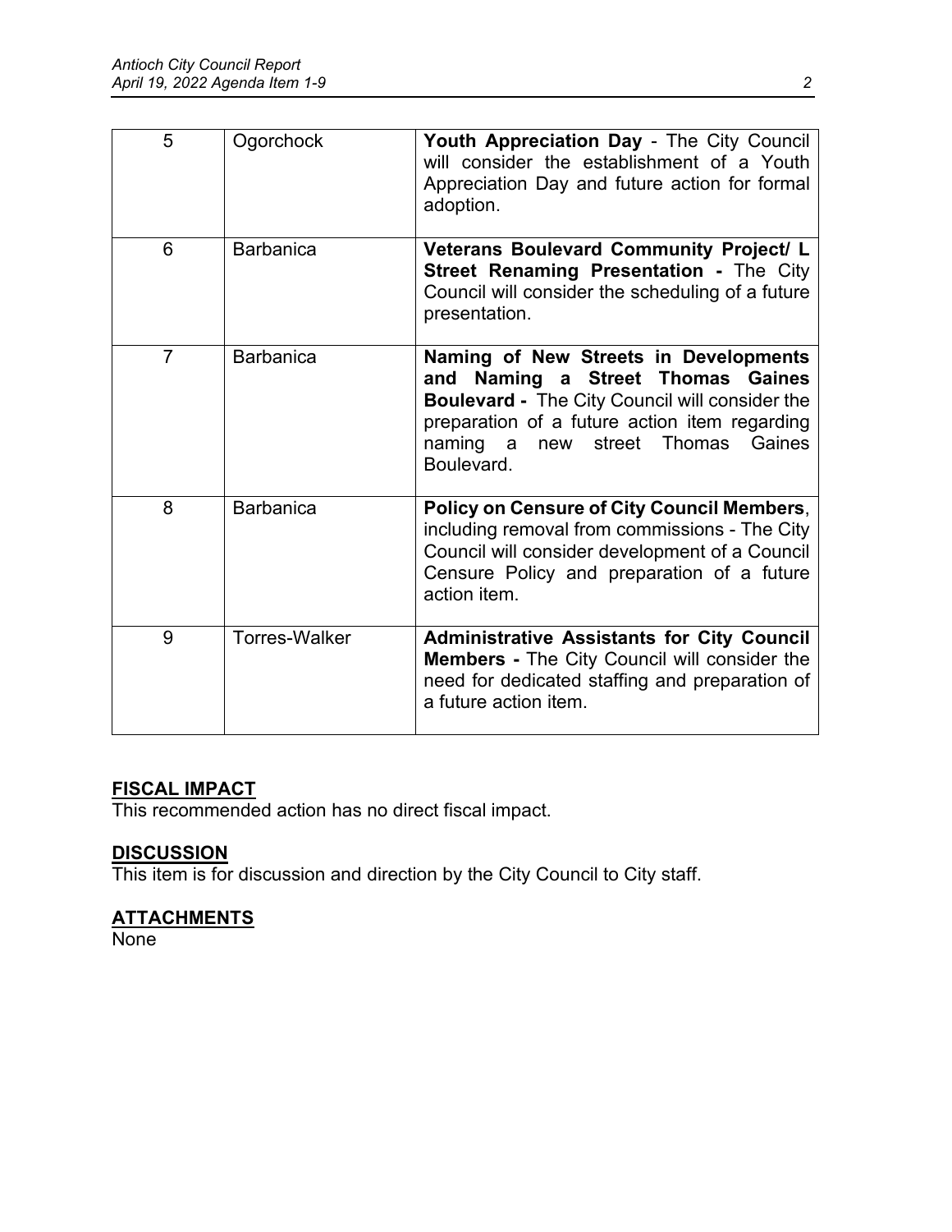| | | |
|---|---|---|
| 5 | Ogorchock | **Youth Appreciation Day** - The City Council will consider the establishment of a Youth Appreciation Day and future action for formal adoption. |
| 6 | Barbanica | **Veterans Boulevard Community Project/ L Street Renaming Presentation -** The City Council will consider the scheduling of a future presentation. |
| 7 | Barbanica | **Naming of New Streets in Developments and Naming a Street Thomas Gaines Boulevard -** The City Council will consider the preparation of a future action item regarding naming a new street Thomas Gaines Boulevard. |
| 8 | Barbanica | **Policy on Censure of City Council Members**, including removal from commissions - The City Council will consider development of a Council Censure Policy and preparation of a future action item. |
| 9 | Torres-Walker | **Administrative Assistants for City Council Members -** The City Council will consider the need for dedicated staffing and preparation of a future action item. |

## FISCAL IMPACT

This recommended action has no direct fiscal impact.

## DISCUSSION

This item is for discussion and direction by the City Council to City staff.

## ATTACHMENTS

None